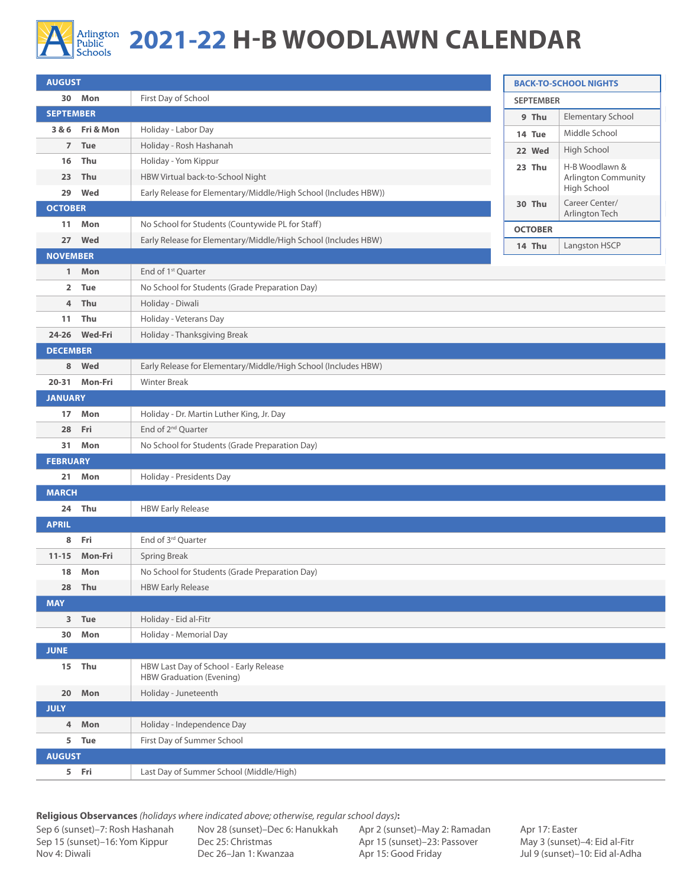# 2021-22 H-B WOODLAWN CALENDAR

| Date | Day | Event |
|---|---|---|
| **AUGUST** | | |
| 30 | Mon | First Day of School |
| **SEPTEMBER** | | |
| 3 & 6 | Fri & Mon | Holiday - Labor Day |
| 7 | Tue | Holiday - Rosh Hashanah |
| 16 | Thu | Holiday - Yom Kippur |
| 23 | Thu | HBW Virtual back-to-School Night |
| 29 | Wed | Early Release for Elementary/Middle/High School (Includes HBW)) |
| **OCTOBER** | | |
| 11 | Mon | No School for Students (Countywide PL for Staff) |
| 27 | Wed | Early Release for Elementary/Middle/High School (Includes HBW) |
| **NOVEMBER** | | |
| 1 | Mon | End of 1st Quarter |
| 2 | Tue | No School for Students (Grade Preparation Day) |
| 4 | Thu | Holiday - Diwali |
| 11 | Thu | Holiday - Veterans Day |
| 24-26 | Wed-Fri | Holiday - Thanksgiving Break |
| **DECEMBER** | | |
| 8 | Wed | Early Release for Elementary/Middle/High School (Includes HBW) |
| 20-31 | Mon-Fri | Winter Break |
| **JANUARY** | | |
| 17 | Mon | Holiday - Dr. Martin Luther King, Jr. Day |
| 28 | Fri | End of 2nd Quarter |
| 31 | Mon | No School for Students (Grade Preparation Day) |
| **FEBRUARY** | | |
| 21 | Mon | Holiday - Presidents Day |
| **MARCH** | | |
| 24 | Thu | HBW Early Release |
| **APRIL** | | |
| 8 | Fri | End of 3rd Quarter |
| 11-15 | Mon-Fri | Spring Break |
| 18 | Mon | No School for Students (Grade Preparation Day) |
| 28 | Thu | HBW Early Release |
| **MAY** | | |
| 3 | Tue | Holiday - Eid al-Fitr |
| 30 | Mon | Holiday - Memorial Day |
| **JUNE** | | |
| 15 | Thu | HBW Last Day of School - Early Release<br>HBW Graduation (Evening) |
| 20 | Mon | Holiday - Juneteenth |
| **JULY** | | |
| 4 | Mon | Holiday - Independence Day |
| 5 | Tue | First Day of Summer School |
| **AUGUST** | | |
| 5 | Fri | Last Day of Summer School (Middle/High) |

## BACK-TO-SCHOOL NIGHTS

| Date | Day | School |
|---|---|---|
| **SEPTEMBER** | | |
| 9 | Thu | Elementary School |
| 14 | Tue | Middle School |
| 22 | Wed | High School |
| 23 | Thu | H-B Woodlawn & Arlington Community High School |
| 30 | Thu | Career Center/ Arlington Tech |
| **OCTOBER** | | |
| 14 | Thu | Langston HSCP |

**Religious Observances** *(holidays where indicated above; otherwise, regular school days)***:**

Sep 6 (sunset)–7: Rosh Hashanah
Sep 15 (sunset)–16: Yom Kippur
Nov 4: Diwali
Nov 28 (sunset)–Dec 6: Hanukkah
Dec 25: Christmas
Dec 26–Jan 1: Kwanzaa
Apr 2 (sunset)–May 2: Ramadan
Apr 15 (sunset)–23: Passover
Apr 15: Good Friday
Apr 17: Easter
May 3 (sunset)–4: Eid al-Fitr
Jul 9 (sunset)–10: Eid al-Adha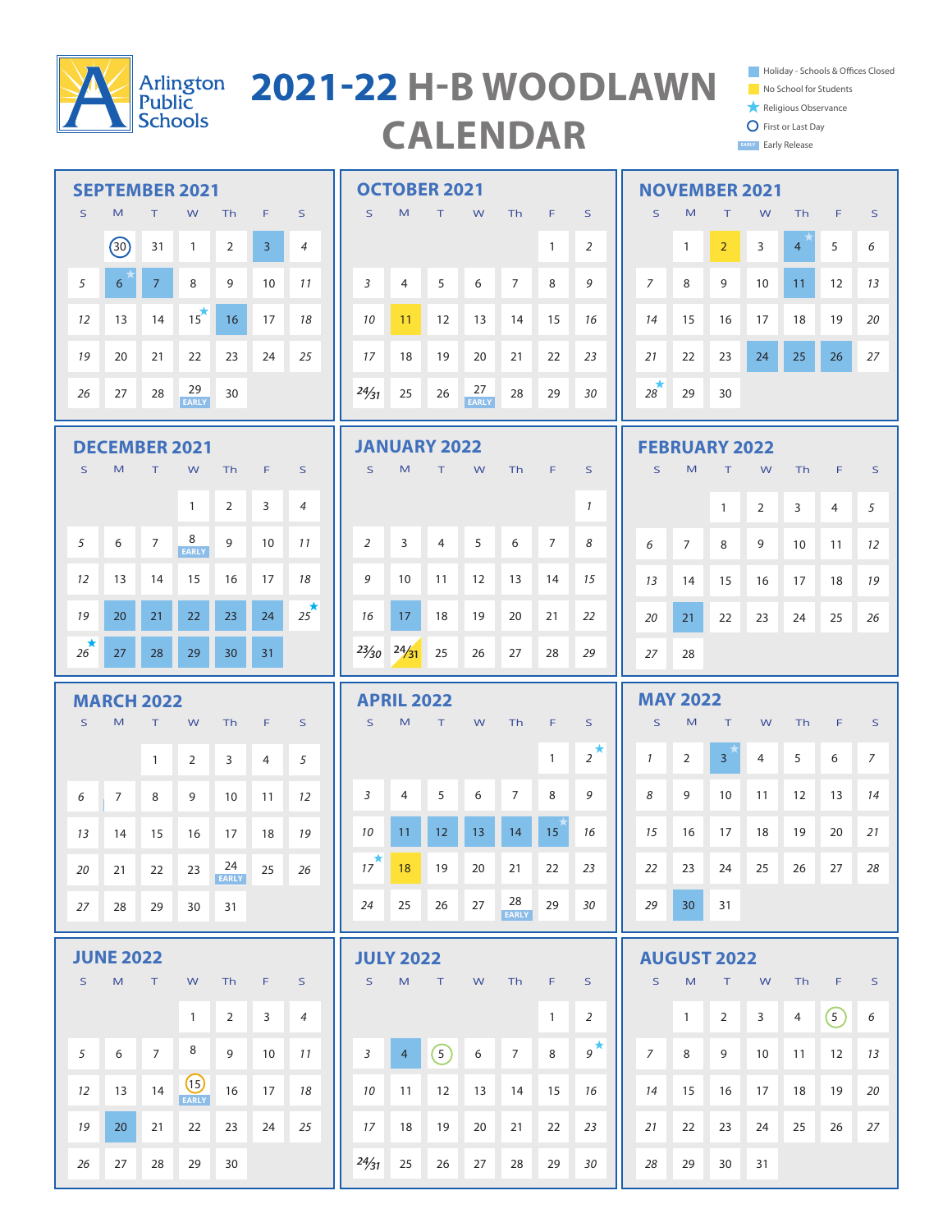# 2021-22 H-B WOODLAWN CALENDAR

Arlington Public Schools

- Holiday - Schools & Offices Closed
- No School for Students
- ★ Religious Observance
- ○ First or Last Day
- EARLY Early Release

## SEPTEMBER 2021

| S | M | T | W | Th | F | S |
|---|---|---|---|---|---|---|
| | (30) | 31 | 1 | 2 | 3 | 4 |
| 5 | 6 ★ | 7 | 8 | 9 | 10 | 11 |
| 12 | 13 | 14 | 15 ★ | 16 | 17 | 18 |
| 19 | 20 | 21 | 22 | 23 | 24 | 25 |
| 26 | 27 | 28 | 29 EARLY | 30 | | |

## OCTOBER 2021

| S | M | T | W | Th | F | S |
|---|---|---|---|---|---|---|
| | | | | | 1 | 2 |
| 3 | 4 | 5 | 6 | 7 | 8 | 9 |
| 10 | 11 | 12 | 13 | 14 | 15 | 16 |
| 17 | 18 | 19 | 20 | 21 | 22 | 23 |
| 24/31 | 25 | 26 | 27 EARLY | 28 | 29 | 30 |

## NOVEMBER 2021

| S | M | T | W | Th | F | S |
|---|---|---|---|---|---|---|
| | 1 | 2 | 3 | 4 ★ | 5 | 6 |
| 7 | 8 | 9 | 10 | 11 | 12 | 13 |
| 14 | 15 | 16 | 17 | 18 | 19 | 20 |
| 21 | 22 | 23 | 24 | 25 | 26 | 27 |
| 28 ★ | 29 | 30 | | | | |

## DECEMBER 2021

| S | M | T | W | Th | F | S |
|---|---|---|---|---|---|---|
| | | | 1 | 2 | 3 | 4 |
| 5 | 6 | 7 | 8 EARLY | 9 | 10 | 11 |
| 12 | 13 | 14 | 15 | 16 | 17 | 18 |
| 19 | 20 | 21 | 22 | 23 | 24 | 25 ★ |
| 26 ★ | 27 | 28 | 29 | 30 | 31 | |

## JANUARY 2022

| S | M | T | W | Th | F | S |
|---|---|---|---|---|---|---|
| | | | | | | 1 |
| 2 | 3 | 4 | 5 | 6 | 7 | 8 |
| 9 | 10 | 11 | 12 | 13 | 14 | 15 |
| 16 | 17 | 18 | 19 | 20 | 21 | 22 |
| 23/30 | 24/31 | 25 | 26 | 27 | 28 | 29 |

## FEBRUARY 2022

| S | M | T | W | Th | F | S |
|---|---|---|---|---|---|---|
| | | 1 | 2 | 3 | 4 | 5 |
| 6 | 7 | 8 | 9 | 10 | 11 | 12 |
| 13 | 14 | 15 | 16 | 17 | 18 | 19 |
| 20 | 21 | 22 | 23 | 24 | 25 | 26 |
| 27 | 28 | | | | | |

## MARCH 2022

| S | M | T | W | Th | F | S |
|---|---|---|---|---|---|---|
| | | 1 | 2 | 3 | 4 | 5 |
| 6 | 7 | 8 | 9 | 10 | 11 | 12 |
| 13 | 14 | 15 | 16 | 17 | 18 | 19 |
| 20 | 21 | 22 | 23 | 24 EARLY | 25 | 26 |
| 27 | 28 | 29 | 30 | 31 | | |

## APRIL 2022

| S | M | T | W | Th | F | S |
|---|---|---|---|---|---|---|
| | | | | | 1 | 2 ★ |
| 3 | 4 | 5 | 6 | 7 | 8 | 9 |
| 10 | 11 | 12 | 13 | 14 | 15 ★ | 16 |
| 17 ★ | 18 | 19 | 20 | 21 | 22 | 23 |
| 24 | 25 | 26 | 27 | 28 EARLY | 29 | 30 |

## MAY 2022

| S | M | T | W | Th | F | S |
|---|---|---|---|---|---|---|
| 1 | 2 | 3 ★ | 4 | 5 | 6 | 7 |
| 8 | 9 | 10 | 11 | 12 | 13 | 14 |
| 15 | 16 | 17 | 18 | 19 | 20 | 21 |
| 22 | 23 | 24 | 25 | 26 | 27 | 28 |
| 29 | 30 | 31 | | | | |

## JUNE 2022

| S | M | T | W | Th | F | S |
|---|---|---|---|---|---|---|
| | | | 1 | 2 | 3 | 4 |
| 5 | 6 | 7 | 8 | 9 | 10 | 11 |
| 12 | 13 | 14 | (15) EARLY | 16 | 17 | 18 |
| 19 | 20 | 21 | 22 | 23 | 24 | 25 |
| 26 | 27 | 28 | 29 | 30 | | |

## JULY 2022

| S | M | T | W | Th | F | S |
|---|---|---|---|---|---|---|
| | | | | | 1 | 2 |
| 3 | 4 | (5) | 6 | 7 | 8 | 9 ★ |
| 10 | 11 | 12 | 13 | 14 | 15 | 16 |
| 17 | 18 | 19 | 20 | 21 | 22 | 23 |
| 24/31 | 25 | 26 | 27 | 28 | 29 | 30 |

## AUGUST 2022

| S | M | T | W | Th | F | S |
|---|---|---|---|---|---|---|
| | 1 | 2 | 3 | 4 | (5) | 6 |
| 7 | 8 | 9 | 10 | 11 | 12 | 13 |
| 14 | 15 | 16 | 17 | 18 | 19 | 20 |
| 21 | 22 | 23 | 24 | 25 | 26 | 27 |
| 28 | 29 | 30 | 31 | | | |